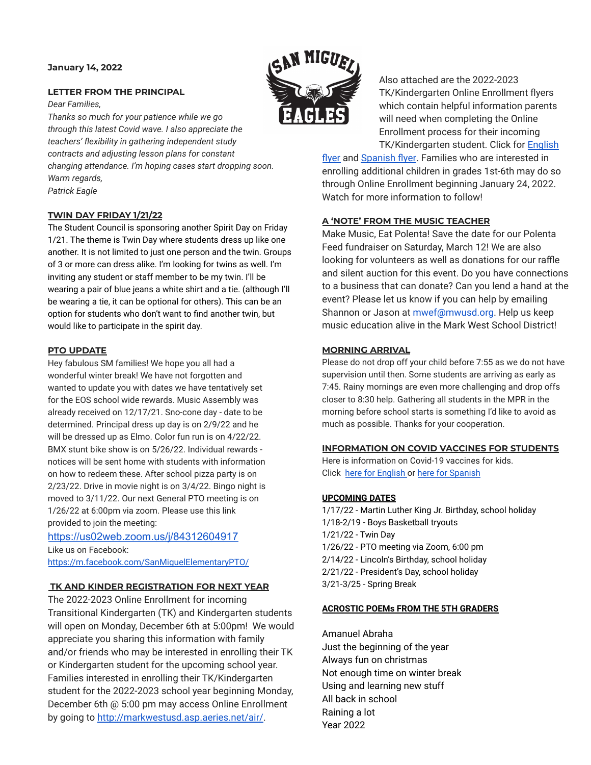**January 14, 2022**

## LETTER FROM THE PRINCIPAL

*Dear Families,*

*Thanks so much for your patience while we go through this latest Covid wave. I also appreciate the teachers' flexibility in gathering independent study contracts and adjusting lesson plans for constant changing attendance. I'm hoping cases start dropping soon.*

*Warm regards,*

*Patrick Eagle*

## TWIN DAY FRIDAY 1/21/22

The Student Council is sponsoring another Spirit Day on Friday 1/21. The theme is Twin Day where students dress up like one another. It is not limited to just one person and the twin. Groups of 3 or more can dress alike. I'm looking for twins as well. I'm inviting any student or staff member to be my twin. I'll be wearing a pair of blue jeans a white shirt and a tie. (although I'll be wearing a tie, it can be optional for others). This can be an option for students who don't want to find another twin, but would like to participate in the spirit day.

## PTO UPDATE

Hey fabulous SM families! We hope you all had a wonderful winter break! We have not forgotten and wanted to update you with dates we have tentatively set for the EOS school wide rewards. Music Assembly was already received on 12/17/21. Sno-cone day - date to be determined. Principal dress up day is on 2/9/22 and he will be dressed up as Elmo. Color fun run is on 4/22/22. BMX stunt bike show is on 5/26/22. Individual rewards - notices will be sent home with students with information on how to redeem these. After school pizza party is on 2/23/22. Drive in movie night is on 3/4/22. Bingo night is moved to 3/11/22. Our next General PTO meeting is on 1/26/22 at 6:00pm via zoom. Please use this link provided to join the meeting:

https://us02web.zoom.us/j/84312604917

Like us on Facebook:

https://m.facebook.com/SanMiguelElementaryPTO/

## TK AND KINDER REGISTRATION FOR NEXT YEAR

The 2022-2023 Online Enrollment for incoming Transitional Kindergarten (TK) and Kindergarten students will open on Monday, December 6th at 5:00pm! We would appreciate you sharing this information with family and/or friends who may be interested in enrolling their TK or Kindergarten student for the upcoming school year. Families interested in enrolling their TK/Kindergarten student for the 2022-2023 school year beginning Monday, December 6th @ 5:00 pm may access Online Enrollment by going to http://markwestusd.asp.aeries.net/air/.

Also attached are the 2022-2023 TK/Kindergarten Online Enrollment flyers which contain helpful information parents will need when completing the Online Enrollment process for their incoming TK/Kindergarten student. Click for English flyer and Spanish flyer. Families who are interested in enrolling additional children in grades 1st-6th may do so through Online Enrollment beginning January 24, 2022. Watch for more information to follow!

## A 'NOTE' FROM THE MUSIC TEACHER

Make Music, Eat Polenta! Save the date for our Polenta Feed fundraiser on Saturday, March 12! We are also looking for volunteers as well as donations for our raffle and silent auction for this event. Do you have connections to a business that can donate? Can you lend a hand at the event? Please let us know if you can help by emailing Shannon or Jason at mwef@mwusd.org. Help us keep music education alive in the Mark West School District!

## MORNING ARRIVAL

Please do not drop off your child before 7:55 as we do not have supervision until then. Some students are arriving as early as 7:45. Rainy mornings are even more challenging and drop offs closer to 8:30 help. Gathering all students in the MPR in the morning before school starts is something I'd like to avoid as much as possible. Thanks for your cooperation.

## INFORMATION ON COVID VACCINES FOR STUDENTS

Here is information on Covid-19 vaccines for kids.

Click here for English or here for Spanish

## UPCOMING DATES

1/17/22 - Martin Luther King Jr. Birthday, school holiday
1/18-2/19 - Boys Basketball tryouts
1/21/22 - Twin Day
1/26/22 - PTO meeting via Zoom, 6:00 pm
2/14/22 - Lincoln's Birthday, school holiday
2/21/22 - President's Day, school holiday
3/21-3/25 - Spring Break

## ACROSTIC POEMs FROM THE 5TH GRADERS

Amanuel Abraha
Just the beginning of the year
Always fun on christmas
Not enough time on winter break
Using and learning new stuff
All back in school
Raining a lot
Year 2022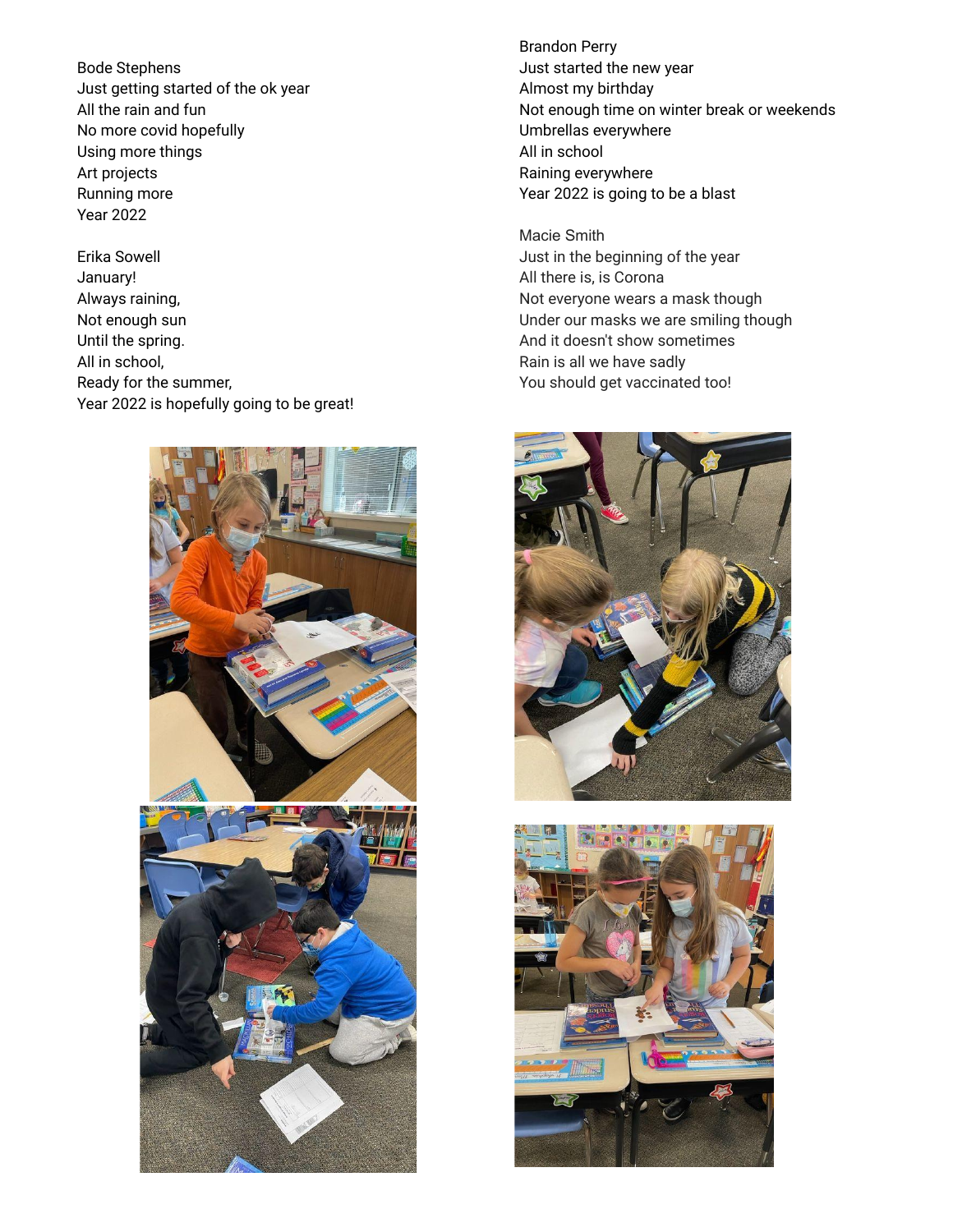Bode Stephens
Just getting started of the ok year
All the rain and fun
No more covid hopefully
Using more things
Art projects
Running more
Year 2022

Erika Sowell
January!
Always raining,
Not enough sun
Until the spring.
All in school,
Ready for the summer,
Year 2022 is hopefully going to be great!

Brandon Perry
Just started the new year
Almost my birthday
Not enough time on winter break or weekends
Umbrellas everywhere
All in school
Raining everywhere
Year 2022 is going to be a blast

Macie Smith
Just in the beginning of the year
All there is, is Corona
Not everyone wears a mask though
Under our masks we are smiling though
And it doesn't show sometimes
Rain is all we have sadly
You should get vaccinated too!